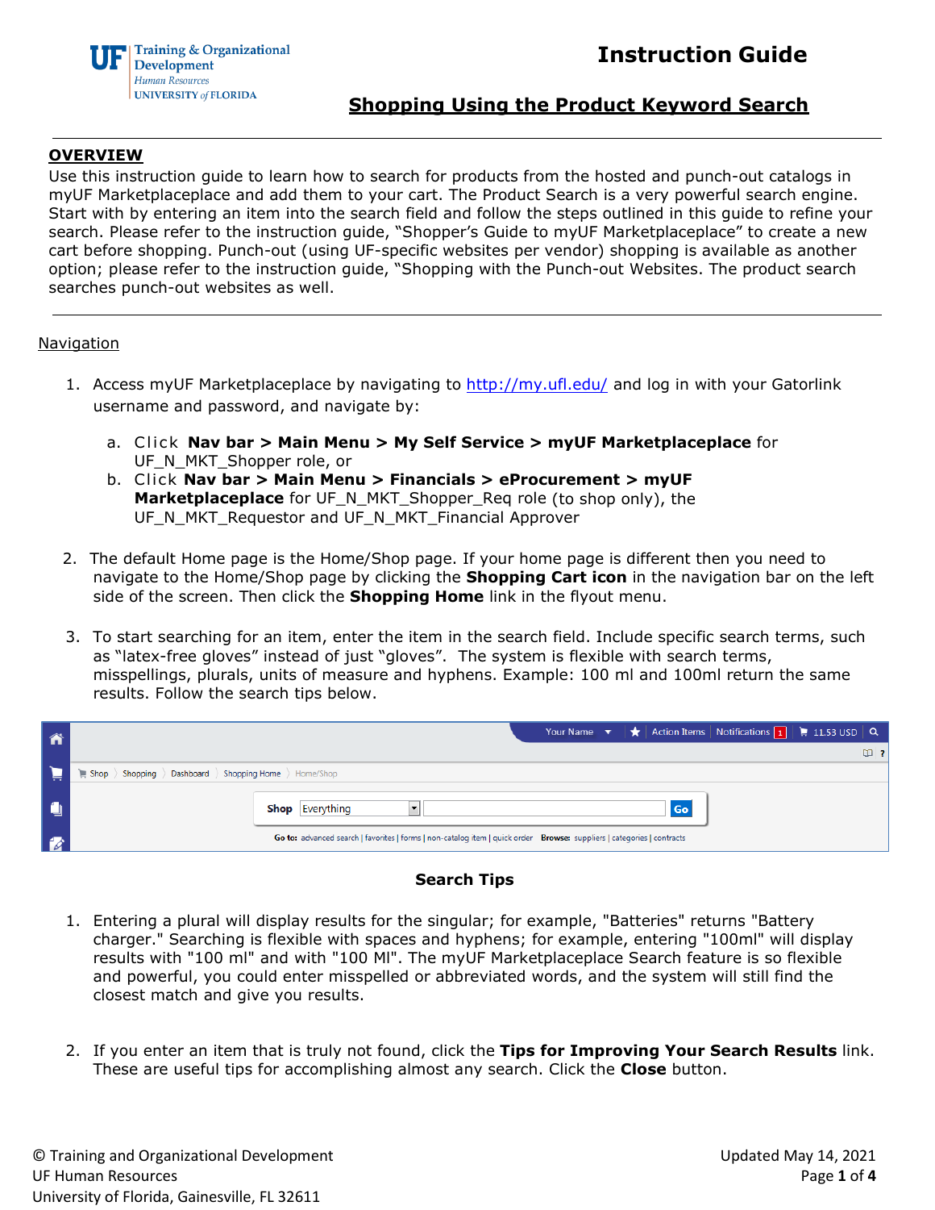# Instruction Guide

## Shopping Using the Product Keyword Search

UF Training & Organizational Development, Human Resources, University of Florida

---

### OVERVIEW

Use this instruction guide to learn how to search for products from the hosted and punch-out catalogs in myUF Marketplaceplace and add them to your cart. The Product Search is a very powerful search engine. Start with by entering an item into the search field and follow the steps outlined in this guide to refine your search. Please refer to the instruction guide, "Shopper's Guide to myUF Marketplaceplace" to create a new cart before shopping. Punch-out (using UF-specific websites per vendor) shopping is available as another option; please refer to the instruction guide, "Shopping with the Punch-out Websites. The product search searches punch-out websites as well.

---

### Navigation

1. Access myUF Marketplaceplace by navigating to http://my.ufl.edu/ and log in with your Gatorlink username and password, and navigate by:
   a. Click **Nav bar > Main Menu > My Self Service > myUF Marketplaceplace** for UF_N_MKT_Shopper role, or
   b. Click **Nav bar > Main Menu > Financials > eProcurement > myUF Marketplaceplace** for UF_N_MKT_Shopper_Req role (to shop only), the UF_N_MKT_Requestor and UF_N_MKT_Financial Approver

2. The default Home page is the Home/Shop page. If your home page is different then you need to navigate to the Home/Shop page by clicking the **Shopping Cart icon** in the navigation bar on the left side of the screen. Then click the **Shopping Home** link in the flyout menu.

3. To start searching for an item, enter the item in the search field. Include specific search terms, such as "latex-free gloves" instead of just "gloves". The system is flexible with search terms, misspellings, plurals, units of measure and hyphens. Example: 100 ml and 100ml return the same results. Follow the search tips below.

Your Name | Action Items | Notifications 1 | 11.53 USD

Shop > Shopping > Dashboard > Shopping Home > Home/Shop

Shop [Everything] [ ] Go

Go to: advanced search | favorites | forms | non-catalog item | quick order  Browse: suppliers | categories | contracts

### Search Tips

1. Entering a plural will display results for the singular; for example, "Batteries" returns "Battery charger." Searching is flexible with spaces and hyphens; for example, entering "100ml" will display results with "100 ml" and with "100 Ml". The myUF Marketplaceplace Search feature is so flexible and powerful, you could enter misspelled or abbreviated words, and the system will still find the closest match and give you results.

2. If you enter an item that is truly not found, click the **Tips for Improving Your Search Results** link. These are useful tips for accomplishing almost any search. Click the **Close** button.

© Training and Organizational Development
UF Human Resources
University of Florida, Gainesville, FL 32611

Updated May 14, 2021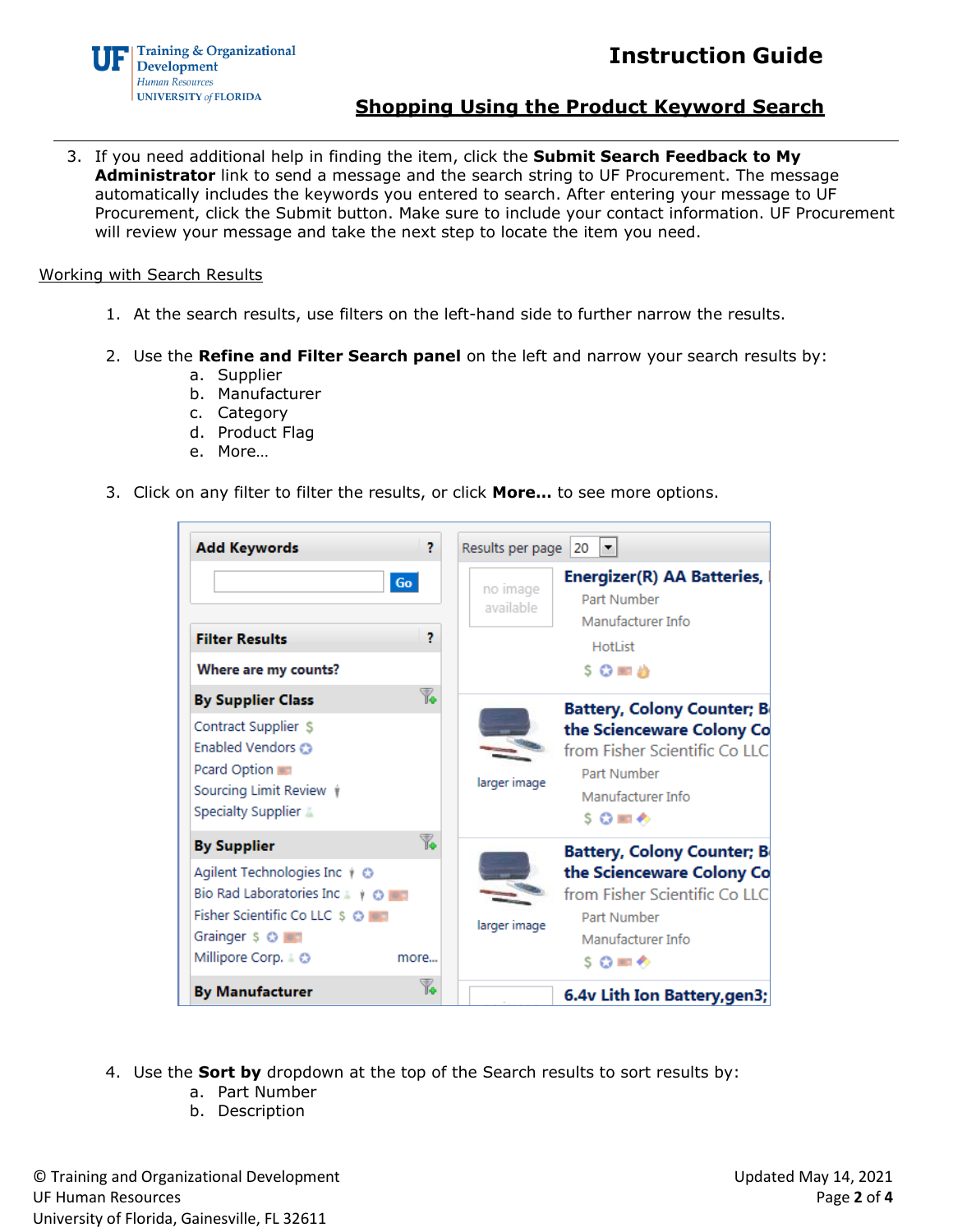3. If you need additional help in finding the item, click the **Submit Search Feedback to My Administrator** link to send a message and the search string to UF Procurement. The message automatically includes the keywords you entered to search. After entering your message to UF Procurement, click the Submit button. Make sure to include your contact information. UF Procurement will review your message and take the next step to locate the item you need.

## Working with Search Results

1. At the search results, use filters on the left-hand side to further narrow the results.

2. Use the **Refine and Filter Search panel** on the left and narrow your search results by:
   a. Supplier
   b. Manufacturer
   c. Category
   d. Product Flag
   e. More…

3. Click on any filter to filter the results, or click **More…** to see more options.

4. Use the **Sort by** dropdown at the top of the Search results to sort results by:
   a. Part Number
   b. Description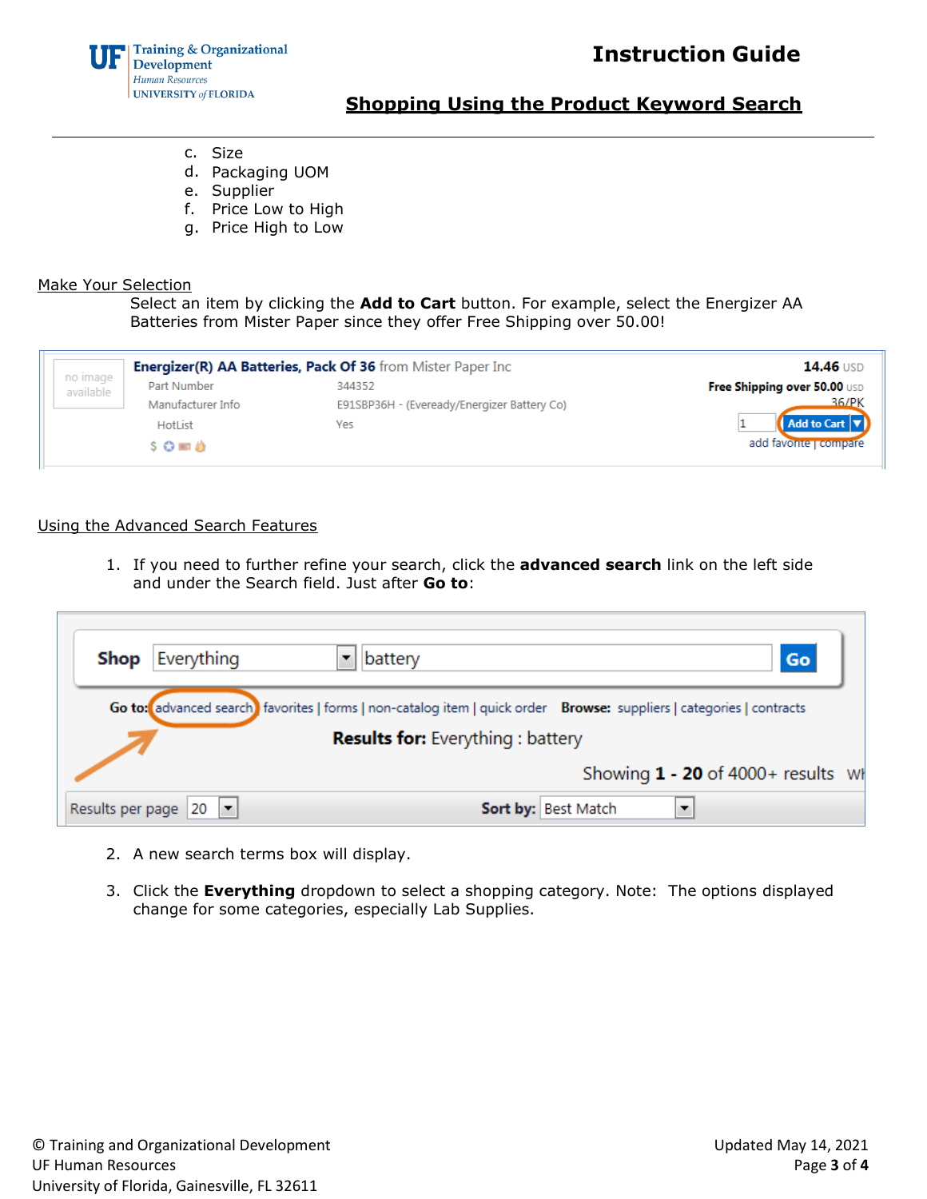c. Size
d. Packaging UOM
e. Supplier
f. Price Low to High
g. Price High to Low

## Make Your Selection

Select an item by clicking the **Add to Cart** button. For example, select the Energizer AA Batteries from Mister Paper since they offer Free Shipping over 50.00!

## Using the Advanced Search Features

1. If you need to further refine your search, click the **advanced search** link on the left side and under the Search field. Just after **Go to**:

2. A new search terms box will display.

3. Click the **Everything** dropdown to select a shopping category. Note: The options displayed change for some categories, especially Lab Supplies.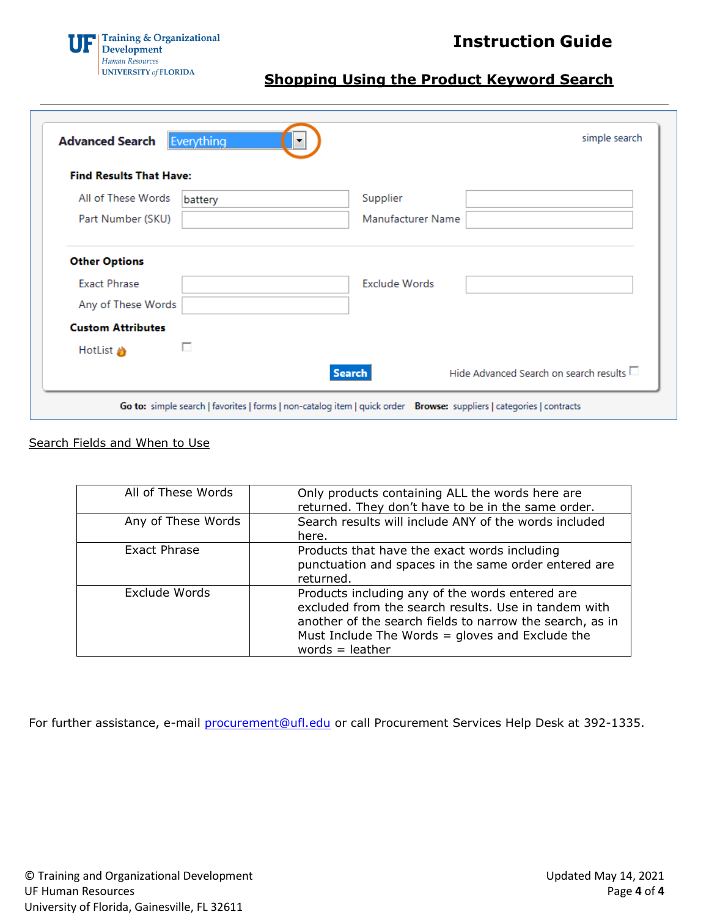Search Fields and When to Use

| | |
|---|---|
| All of These Words | Only products containing ALL the words here are returned. They don't have to be in the same order. |
| Any of These Words | Search results will include ANY of the words included here. |
| Exact Phrase | Products that have the exact words including punctuation and spaces in the same order entered are returned. |
| Exclude Words | Products including any of the words entered are excluded from the search results. Use in tandem with another of the search fields to narrow the search, as in Must Include The Words = gloves and Exclude the words = leather |

For further assistance, e-mail procurement@ufl.edu or call Procurement Services Help Desk at 392-1335.